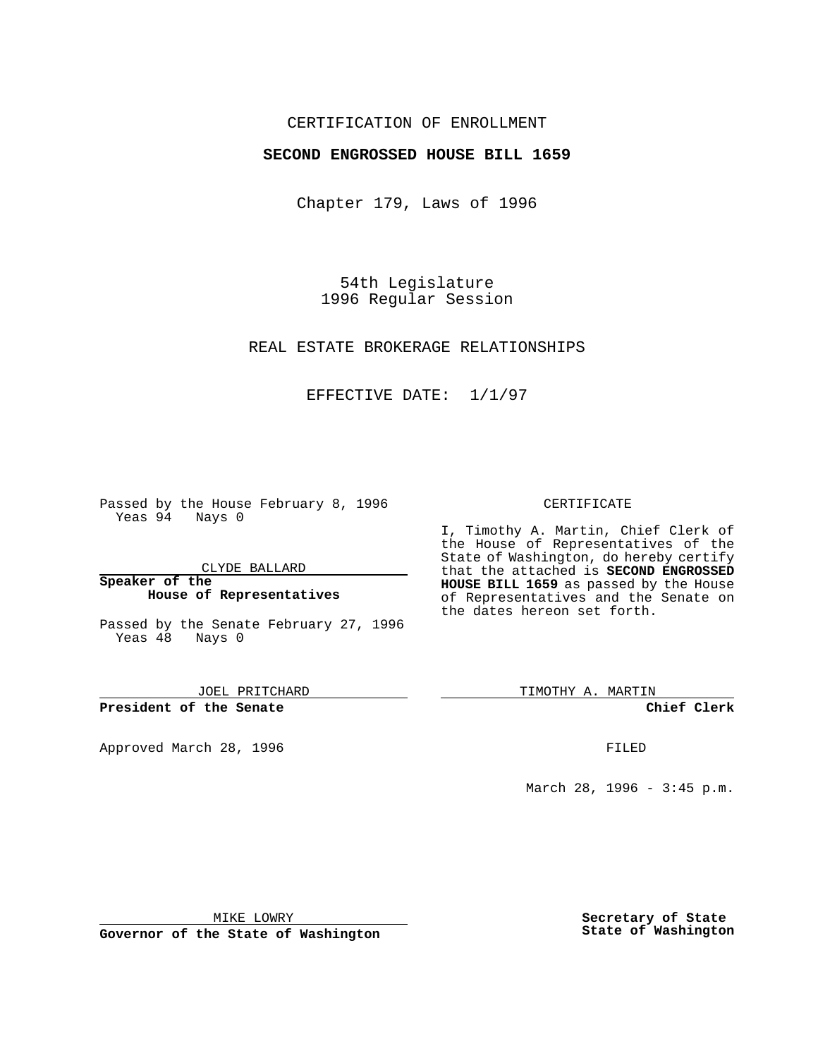CERTIFICATION OF ENROLLMENT

**SECOND ENGROSSED HOUSE BILL 1659**

Chapter 179, Laws of 1996

54th Legislature
1996 Regular Session

REAL ESTATE BROKERAGE RELATIONSHIPS

EFFECTIVE DATE: 1/1/97

Passed by the House February 8, 1996
Yeas 94 Nays 0

CLYDE BALLARD

**Speaker of the House of Representatives**

Passed by the Senate February 27, 1996
Yeas 48 Nays 0

JOEL PRITCHARD

**President of the Senate**

Approved March 28, 1996

MIKE LOWRY

**Governor of the State of Washington**

CERTIFICATE

I, Timothy A. Martin, Chief Clerk of the House of Representatives of the State of Washington, do hereby certify that the attached is **SECOND ENGROSSED HOUSE BILL 1659** as passed by the House of Representatives and the Senate on the dates hereon set forth.

TIMOTHY A. MARTIN

**Chief Clerk**

FILED

March 28, 1996 - 3:45 p.m.

**Secretary of State**
**State of Washington**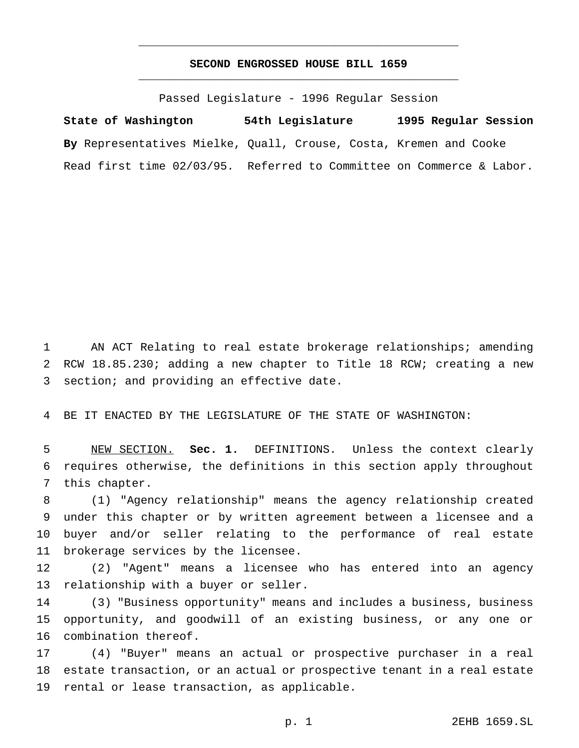# SECOND ENGROSSED HOUSE BILL 1659

Passed Legislature - 1996 Regular Session

**State of Washington 54th Legislature 1995 Regular Session**

**By** Representatives Mielke, Quall, Crouse, Costa, Kremen and Cooke

Read first time 02/03/95. Referred to Committee on Commerce & Labor.

AN ACT Relating to real estate brokerage relationships; amending RCW 18.85.230; adding a new chapter to Title 18 RCW; creating a new section; and providing an effective date.

BE IT ENACTED BY THE LEGISLATURE OF THE STATE OF WASHINGTON:

NEW SECTION. **Sec. 1.** DEFINITIONS. Unless the context clearly requires otherwise, the definitions in this section apply throughout this chapter.

(1) "Agency relationship" means the agency relationship created under this chapter or by written agreement between a licensee and a buyer and/or seller relating to the performance of real estate brokerage services by the licensee.

(2) "Agent" means a licensee who has entered into an agency relationship with a buyer or seller.

(3) "Business opportunity" means and includes a business, business opportunity, and goodwill of an existing business, or any one or combination thereof.

(4) "Buyer" means an actual or prospective purchaser in a real estate transaction, or an actual or prospective tenant in a real estate rental or lease transaction, as applicable.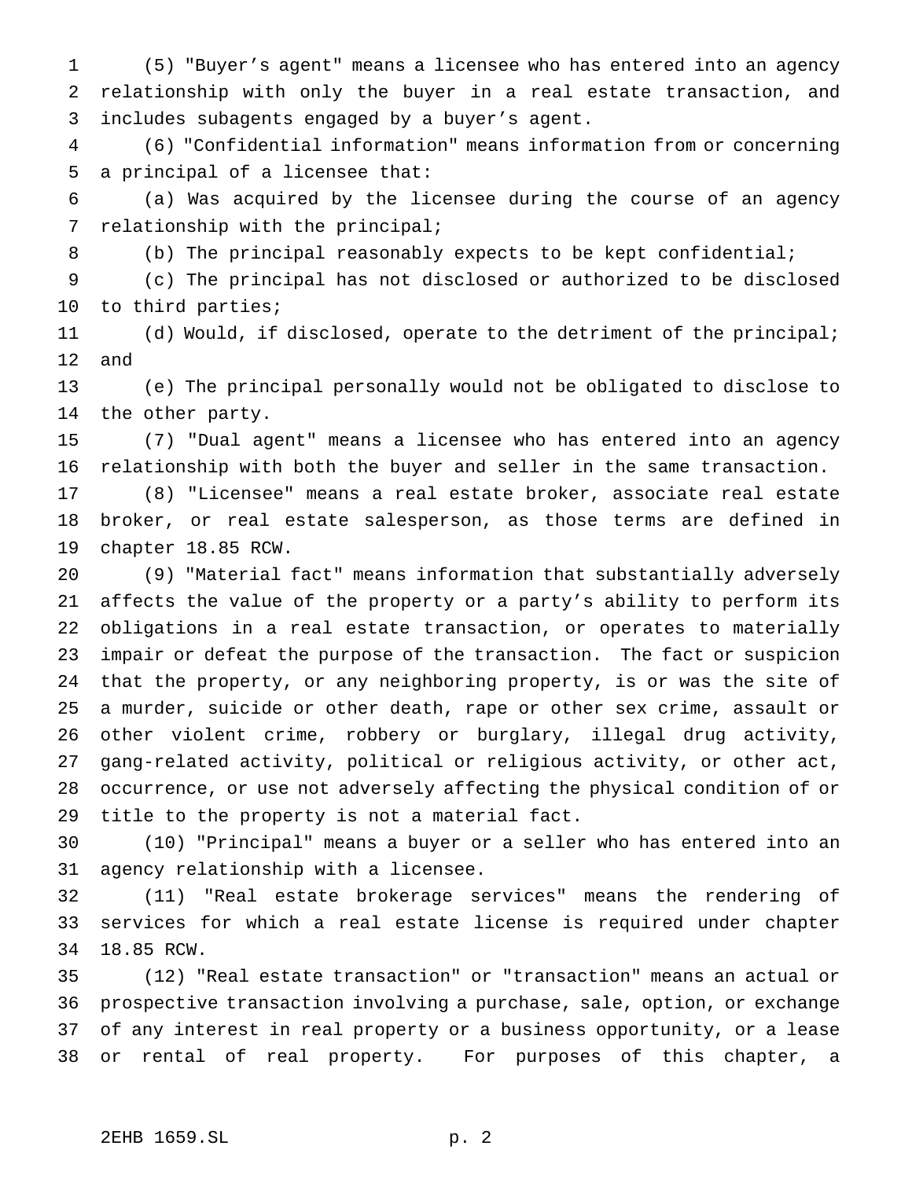(5) "Buyer's agent" means a licensee who has entered into an agency relationship with only the buyer in a real estate transaction, and includes subagents engaged by a buyer's agent.

(6) "Confidential information" means information from or concerning a principal of a licensee that:

(a) Was acquired by the licensee during the course of an agency relationship with the principal;

(b) The principal reasonably expects to be kept confidential;

(c) The principal has not disclosed or authorized to be disclosed to third parties;

(d) Would, if disclosed, operate to the detriment of the principal; and

(e) The principal personally would not be obligated to disclose to the other party.

(7) "Dual agent" means a licensee who has entered into an agency relationship with both the buyer and seller in the same transaction.

(8) "Licensee" means a real estate broker, associate real estate broker, or real estate salesperson, as those terms are defined in chapter 18.85 RCW.

(9) "Material fact" means information that substantially adversely affects the value of the property or a party's ability to perform its obligations in a real estate transaction, or operates to materially impair or defeat the purpose of the transaction. The fact or suspicion that the property, or any neighboring property, is or was the site of a murder, suicide or other death, rape or other sex crime, assault or other violent crime, robbery or burglary, illegal drug activity, gang-related activity, political or religious activity, or other act, occurrence, or use not adversely affecting the physical condition of or title to the property is not a material fact.

(10) "Principal" means a buyer or a seller who has entered into an agency relationship with a licensee.

(11) "Real estate brokerage services" means the rendering of services for which a real estate license is required under chapter 18.85 RCW.

(12) "Real estate transaction" or "transaction" means an actual or prospective transaction involving a purchase, sale, option, or exchange of any interest in real property or a business opportunity, or a lease or rental of real property. For purposes of this chapter, a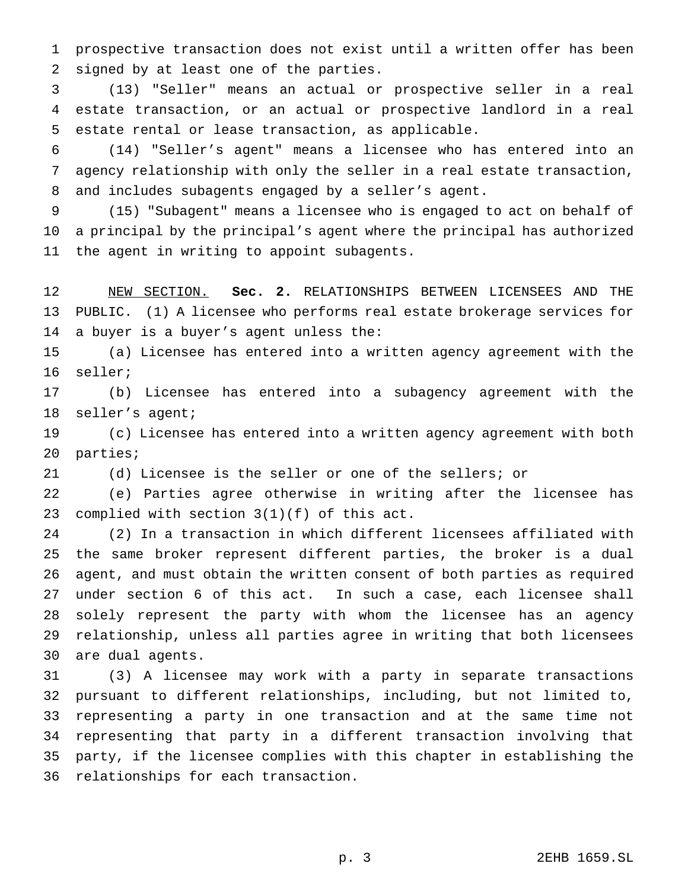prospective transaction does not exist until a written offer has been signed by at least one of the parties.

(13) "Seller" means an actual or prospective seller in a real estate transaction, or an actual or prospective landlord in a real estate rental or lease transaction, as applicable.

(14) "Seller's agent" means a licensee who has entered into an agency relationship with only the seller in a real estate transaction, and includes subagents engaged by a seller's agent.

(15) "Subagent" means a licensee who is engaged to act on behalf of a principal by the principal's agent where the principal has authorized the agent in writing to appoint subagents.

NEW SECTION. **Sec. 2.** RELATIONSHIPS BETWEEN LICENSEES AND THE PUBLIC. (1) A licensee who performs real estate brokerage services for a buyer is a buyer's agent unless the:

(a) Licensee has entered into a written agency agreement with the seller;

(b) Licensee has entered into a subagency agreement with the seller's agent;

(c) Licensee has entered into a written agency agreement with both parties;

(d) Licensee is the seller or one of the sellers; or

(e) Parties agree otherwise in writing after the licensee has complied with section 3(1)(f) of this act.

(2) In a transaction in which different licensees affiliated with the same broker represent different parties, the broker is a dual agent, and must obtain the written consent of both parties as required under section 6 of this act. In such a case, each licensee shall solely represent the party with whom the licensee has an agency relationship, unless all parties agree in writing that both licensees are dual agents.

(3) A licensee may work with a party in separate transactions pursuant to different relationships, including, but not limited to, representing a party in one transaction and at the same time not representing that party in a different transaction involving that party, if the licensee complies with this chapter in establishing the relationships for each transaction.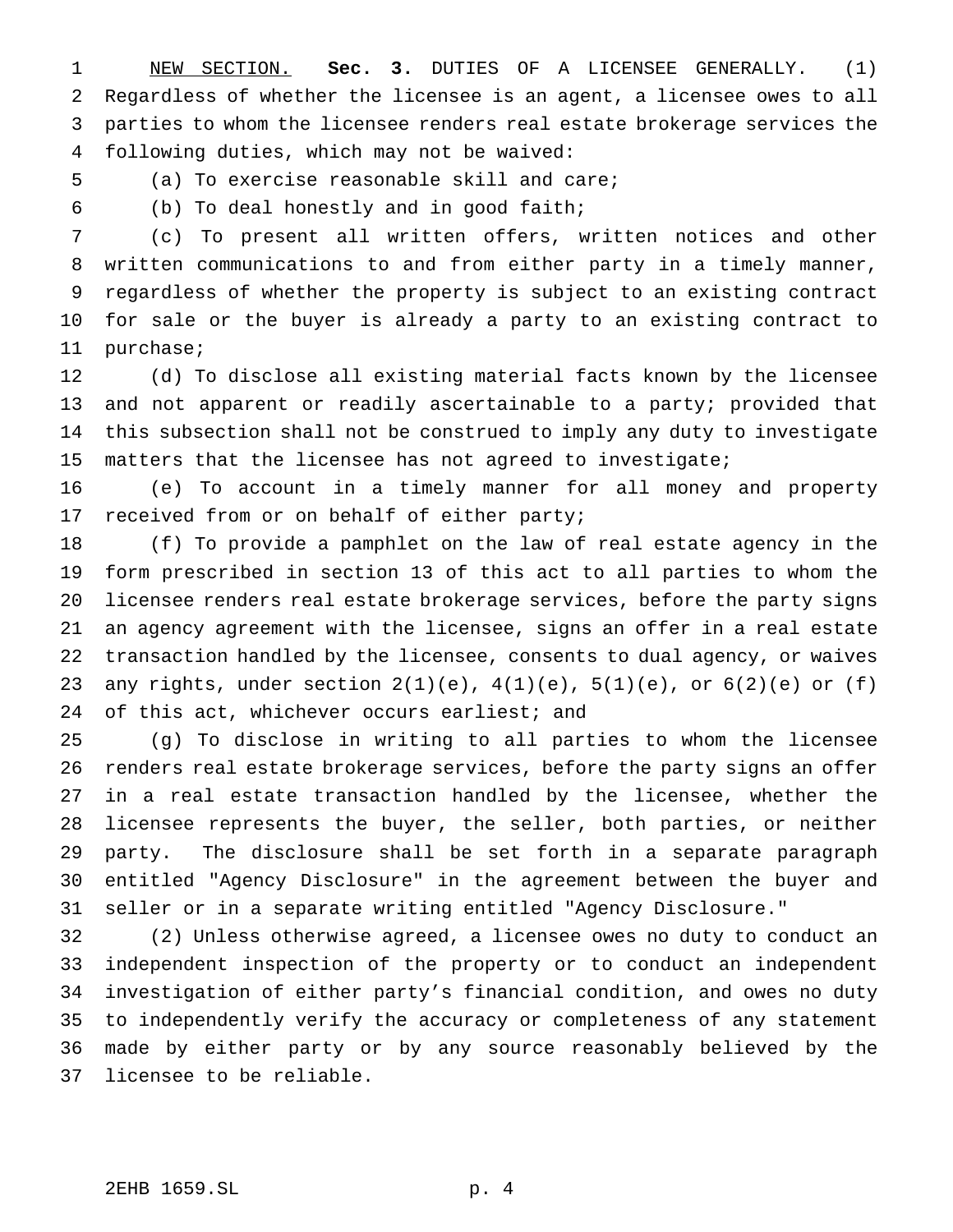NEW SECTION. **Sec. 3.** DUTIES OF A LICENSEE GENERALLY. (1) Regardless of whether the licensee is an agent, a licensee owes to all parties to whom the licensee renders real estate brokerage services the following duties, which may not be waived:

(a) To exercise reasonable skill and care;

(b) To deal honestly and in good faith;

(c) To present all written offers, written notices and other written communications to and from either party in a timely manner, regardless of whether the property is subject to an existing contract for sale or the buyer is already a party to an existing contract to purchase;

(d) To disclose all existing material facts known by the licensee and not apparent or readily ascertainable to a party; provided that this subsection shall not be construed to imply any duty to investigate matters that the licensee has not agreed to investigate;

(e) To account in a timely manner for all money and property received from or on behalf of either party;

(f) To provide a pamphlet on the law of real estate agency in the form prescribed in section 13 of this act to all parties to whom the licensee renders real estate brokerage services, before the party signs an agency agreement with the licensee, signs an offer in a real estate transaction handled by the licensee, consents to dual agency, or waives any rights, under section 2(1)(e), 4(1)(e), 5(1)(e), or 6(2)(e) or (f) of this act, whichever occurs earliest; and

(g) To disclose in writing to all parties to whom the licensee renders real estate brokerage services, before the party signs an offer in a real estate transaction handled by the licensee, whether the licensee represents the buyer, the seller, both parties, or neither party. The disclosure shall be set forth in a separate paragraph entitled "Agency Disclosure" in the agreement between the buyer and seller or in a separate writing entitled "Agency Disclosure."

(2) Unless otherwise agreed, a licensee owes no duty to conduct an independent inspection of the property or to conduct an independent investigation of either party's financial condition, and owes no duty to independently verify the accuracy or completeness of any statement made by either party or by any source reasonably believed by the licensee to be reliable.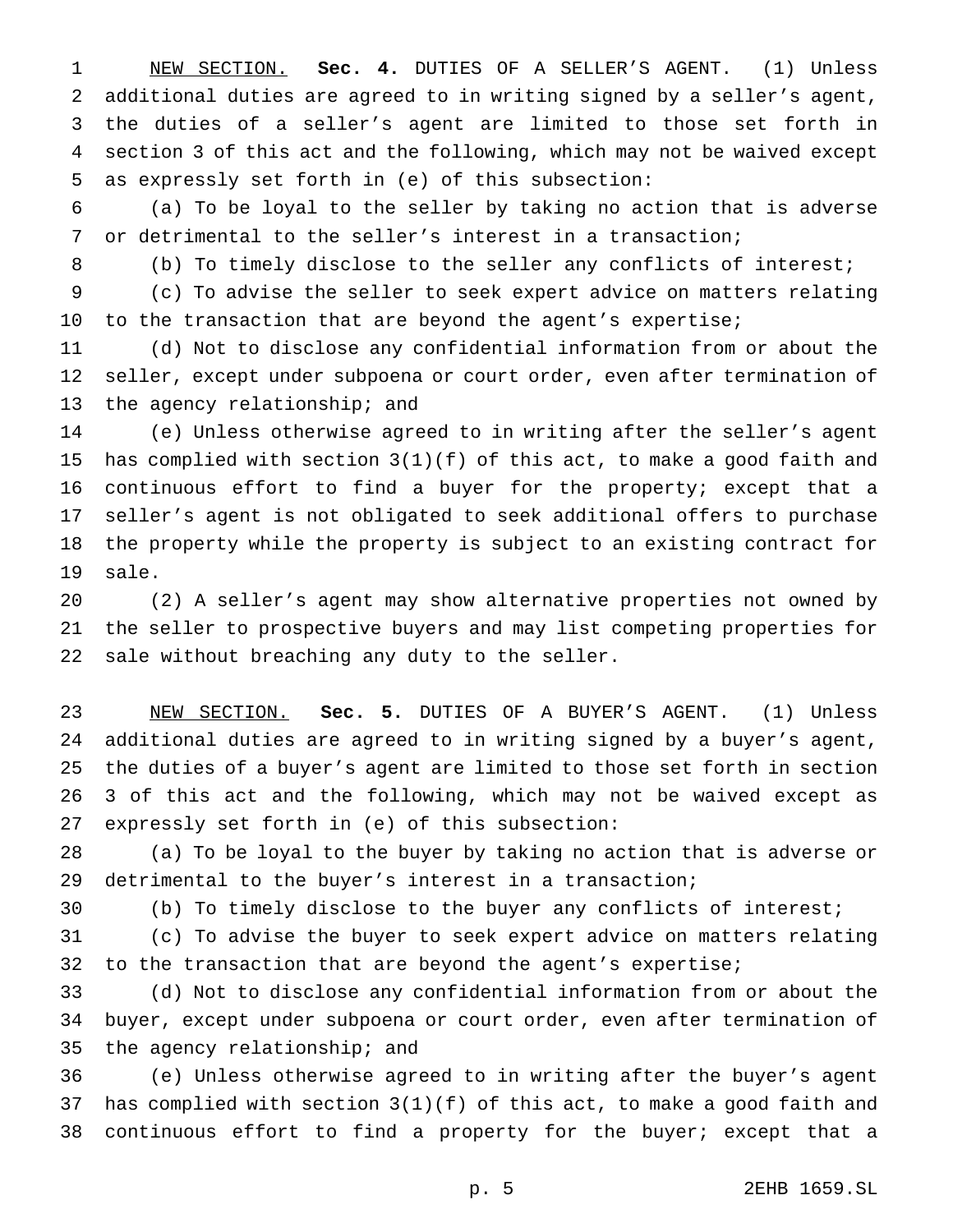NEW SECTION. **Sec. 4.** DUTIES OF A SELLER'S AGENT. (1) Unless additional duties are agreed to in writing signed by a seller's agent, the duties of a seller's agent are limited to those set forth in section 3 of this act and the following, which may not be waived except as expressly set forth in (e) of this subsection:

(a) To be loyal to the seller by taking no action that is adverse or detrimental to the seller's interest in a transaction;

(b) To timely disclose to the seller any conflicts of interest;

(c) To advise the seller to seek expert advice on matters relating to the transaction that are beyond the agent's expertise;

(d) Not to disclose any confidential information from or about the seller, except under subpoena or court order, even after termination of the agency relationship; and

(e) Unless otherwise agreed to in writing after the seller's agent has complied with section 3(1)(f) of this act, to make a good faith and continuous effort to find a buyer for the property; except that a seller's agent is not obligated to seek additional offers to purchase the property while the property is subject to an existing contract for sale.

(2) A seller's agent may show alternative properties not owned by the seller to prospective buyers and may list competing properties for sale without breaching any duty to the seller.

NEW SECTION. **Sec. 5.** DUTIES OF A BUYER'S AGENT. (1) Unless additional duties are agreed to in writing signed by a buyer's agent, the duties of a buyer's agent are limited to those set forth in section 3 of this act and the following, which may not be waived except as expressly set forth in (e) of this subsection:

(a) To be loyal to the buyer by taking no action that is adverse or detrimental to the buyer's interest in a transaction;

(b) To timely disclose to the buyer any conflicts of interest;

(c) To advise the buyer to seek expert advice on matters relating to the transaction that are beyond the agent's expertise;

(d) Not to disclose any confidential information from or about the buyer, except under subpoena or court order, even after termination of the agency relationship; and

(e) Unless otherwise agreed to in writing after the buyer's agent has complied with section 3(1)(f) of this act, to make a good faith and continuous effort to find a property for the buyer; except that a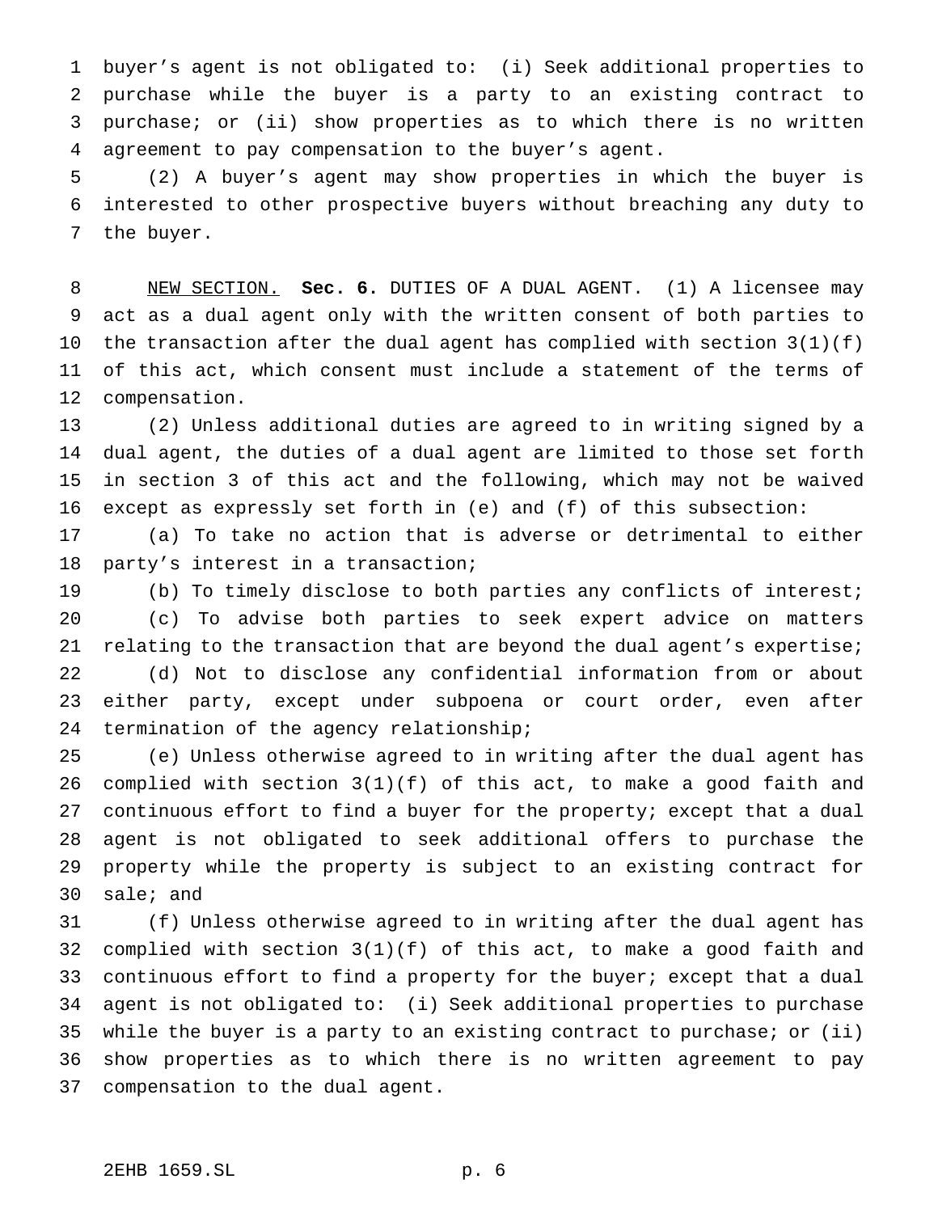buyer's agent is not obligated to: (i) Seek additional properties to purchase while the buyer is a party to an existing contract to purchase; or (ii) show properties as to which there is no written agreement to pay compensation to the buyer's agent.

(2) A buyer's agent may show properties in which the buyer is interested to other prospective buyers without breaching any duty to the buyer.

NEW SECTION. **Sec. 6.** DUTIES OF A DUAL AGENT. (1) A licensee may act as a dual agent only with the written consent of both parties to the transaction after the dual agent has complied with section 3(1)(f) of this act, which consent must include a statement of the terms of compensation.

(2) Unless additional duties are agreed to in writing signed by a dual agent, the duties of a dual agent are limited to those set forth in section 3 of this act and the following, which may not be waived except as expressly set forth in (e) and (f) of this subsection:

(a) To take no action that is adverse or detrimental to either party's interest in a transaction;

(b) To timely disclose to both parties any conflicts of interest;

(c) To advise both parties to seek expert advice on matters relating to the transaction that are beyond the dual agent's expertise;

(d) Not to disclose any confidential information from or about either party, except under subpoena or court order, even after termination of the agency relationship;

(e) Unless otherwise agreed to in writing after the dual agent has complied with section 3(1)(f) of this act, to make a good faith and continuous effort to find a buyer for the property; except that a dual agent is not obligated to seek additional offers to purchase the property while the property is subject to an existing contract for sale; and

(f) Unless otherwise agreed to in writing after the dual agent has complied with section 3(1)(f) of this act, to make a good faith and continuous effort to find a property for the buyer; except that a dual agent is not obligated to: (i) Seek additional properties to purchase while the buyer is a party to an existing contract to purchase; or (ii) show properties as to which there is no written agreement to pay compensation to the dual agent.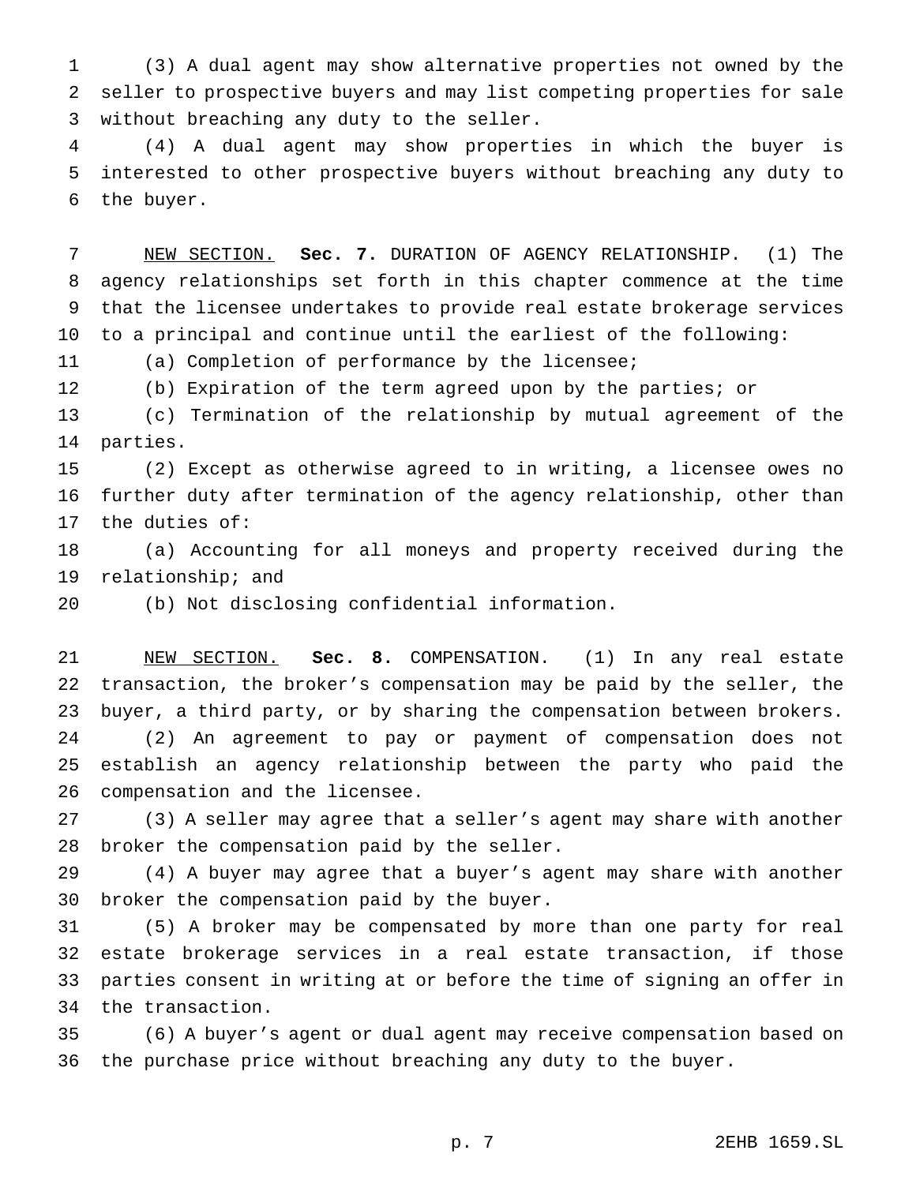(3) A dual agent may show alternative properties not owned by the seller to prospective buyers and may list competing properties for sale without breaching any duty to the seller.

(4) A dual agent may show properties in which the buyer is interested to other prospective buyers without breaching any duty to the buyer.

NEW SECTION. **Sec. 7.** DURATION OF AGENCY RELATIONSHIP. (1) The agency relationships set forth in this chapter commence at the time that the licensee undertakes to provide real estate brokerage services to a principal and continue until the earliest of the following:

(a) Completion of performance by the licensee;

(b) Expiration of the term agreed upon by the parties; or

(c) Termination of the relationship by mutual agreement of the parties.

(2) Except as otherwise agreed to in writing, a licensee owes no further duty after termination of the agency relationship, other than the duties of:

(a) Accounting for all moneys and property received during the relationship; and

(b) Not disclosing confidential information.

NEW SECTION. **Sec. 8.** COMPENSATION. (1) In any real estate transaction, the broker's compensation may be paid by the seller, the buyer, a third party, or by sharing the compensation between brokers.

(2) An agreement to pay or payment of compensation does not establish an agency relationship between the party who paid the compensation and the licensee.

(3) A seller may agree that a seller's agent may share with another broker the compensation paid by the seller.

(4) A buyer may agree that a buyer's agent may share with another broker the compensation paid by the buyer.

(5) A broker may be compensated by more than one party for real estate brokerage services in a real estate transaction, if those parties consent in writing at or before the time of signing an offer in the transaction.

(6) A buyer's agent or dual agent may receive compensation based on the purchase price without breaching any duty to the buyer.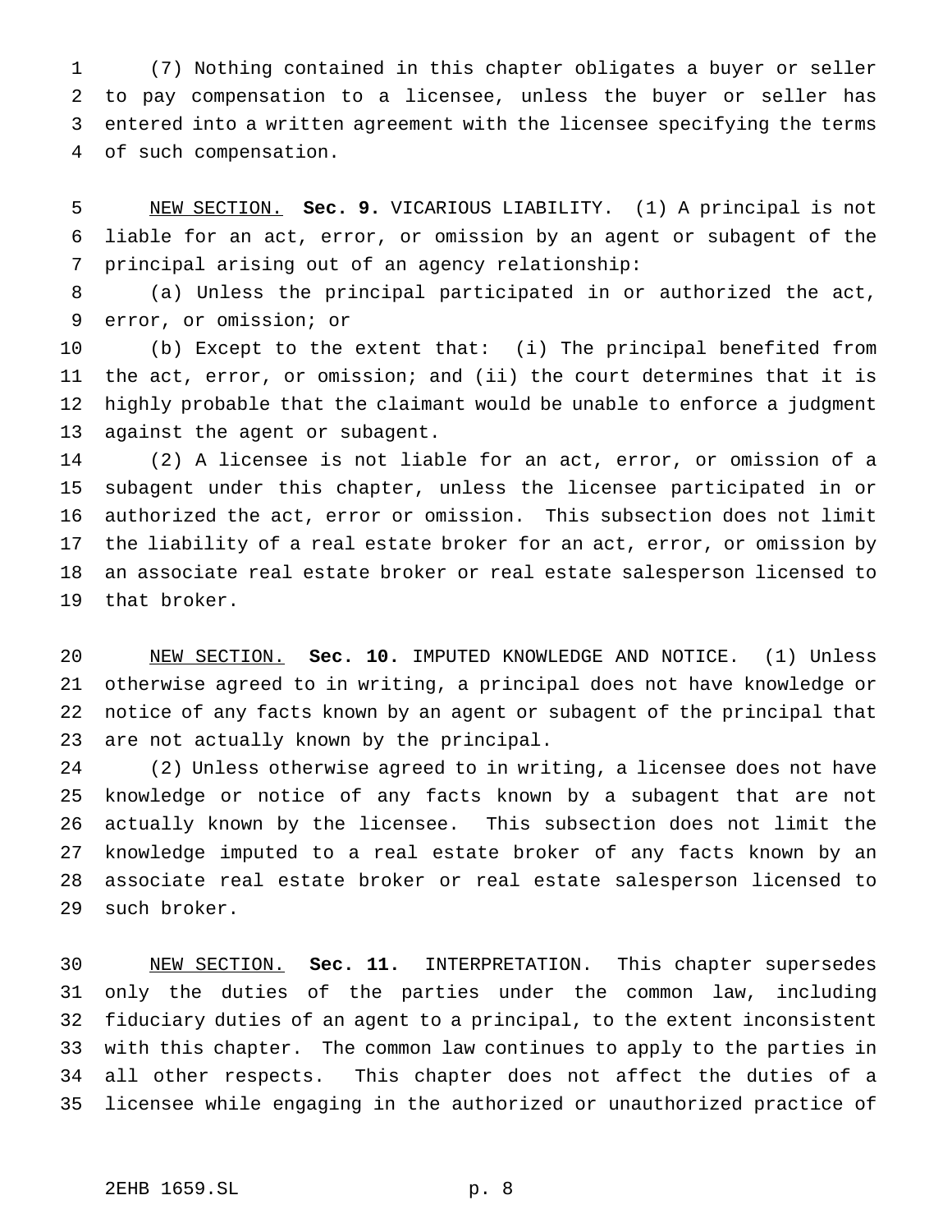(7) Nothing contained in this chapter obligates a buyer or seller to pay compensation to a licensee, unless the buyer or seller has entered into a written agreement with the licensee specifying the terms of such compensation.

NEW SECTION. **Sec. 9.** VICARIOUS LIABILITY. (1) A principal is not liable for an act, error, or omission by an agent or subagent of the principal arising out of an agency relationship:

(a) Unless the principal participated in or authorized the act, error, or omission; or

(b) Except to the extent that: (i) The principal benefited from the act, error, or omission; and (ii) the court determines that it is highly probable that the claimant would be unable to enforce a judgment against the agent or subagent.

(2) A licensee is not liable for an act, error, or omission of a subagent under this chapter, unless the licensee participated in or authorized the act, error or omission. This subsection does not limit the liability of a real estate broker for an act, error, or omission by an associate real estate broker or real estate salesperson licensed to that broker.

NEW SECTION. **Sec. 10.** IMPUTED KNOWLEDGE AND NOTICE. (1) Unless otherwise agreed to in writing, a principal does not have knowledge or notice of any facts known by an agent or subagent of the principal that are not actually known by the principal.

(2) Unless otherwise agreed to in writing, a licensee does not have knowledge or notice of any facts known by a subagent that are not actually known by the licensee. This subsection does not limit the knowledge imputed to a real estate broker of any facts known by an associate real estate broker or real estate salesperson licensed to such broker.

NEW SECTION. **Sec. 11.** INTERPRETATION. This chapter supersedes only the duties of the parties under the common law, including fiduciary duties of an agent to a principal, to the extent inconsistent with this chapter. The common law continues to apply to the parties in all other respects. This chapter does not affect the duties of a licensee while engaging in the authorized or unauthorized practice of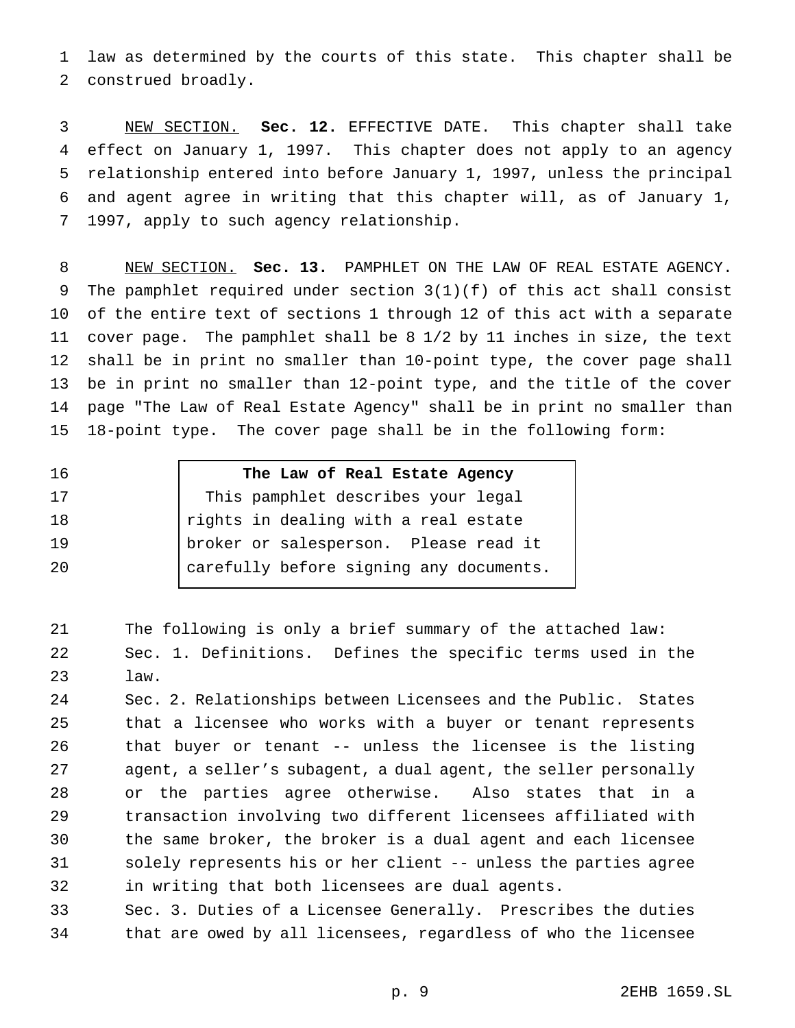law as determined by the courts of this state. This chapter shall be construed broadly.

NEW SECTION. **Sec. 12.** EFFECTIVE DATE. This chapter shall take effect on January 1, 1997. This chapter does not apply to an agency relationship entered into before January 1, 1997, unless the principal and agent agree in writing that this chapter will, as of January 1, 1997, apply to such agency relationship.

NEW SECTION. **Sec. 13.** PAMPHLET ON THE LAW OF REAL ESTATE AGENCY. The pamphlet required under section 3(1)(f) of this act shall consist of the entire text of sections 1 through 12 of this act with a separate cover page. The pamphlet shall be 8 1/2 by 11 inches in size, the text shall be in print no smaller than 10-point type, the cover page shall be in print no smaller than 12-point type, and the title of the cover page "The Law of Real Estate Agency" shall be in print no smaller than 18-point type. The cover page shall be in the following form:

> **The Law of Real Estate Agency**
>
> This pamphlet describes your legal rights in dealing with a real estate broker or salesperson. Please read it carefully before signing any documents.

The following is only a brief summary of the attached law:

Sec. 1. Definitions. Defines the specific terms used in the law.

Sec. 2. Relationships between Licensees and the Public. States that a licensee who works with a buyer or tenant represents that buyer or tenant -- unless the licensee is the listing agent, a seller's subagent, a dual agent, the seller personally or the parties agree otherwise. Also states that in a transaction involving two different licensees affiliated with the same broker, the broker is a dual agent and each licensee solely represents his or her client -- unless the parties agree in writing that both licensees are dual agents.

Sec. 3. Duties of a Licensee Generally. Prescribes the duties that are owed by all licensees, regardless of who the licensee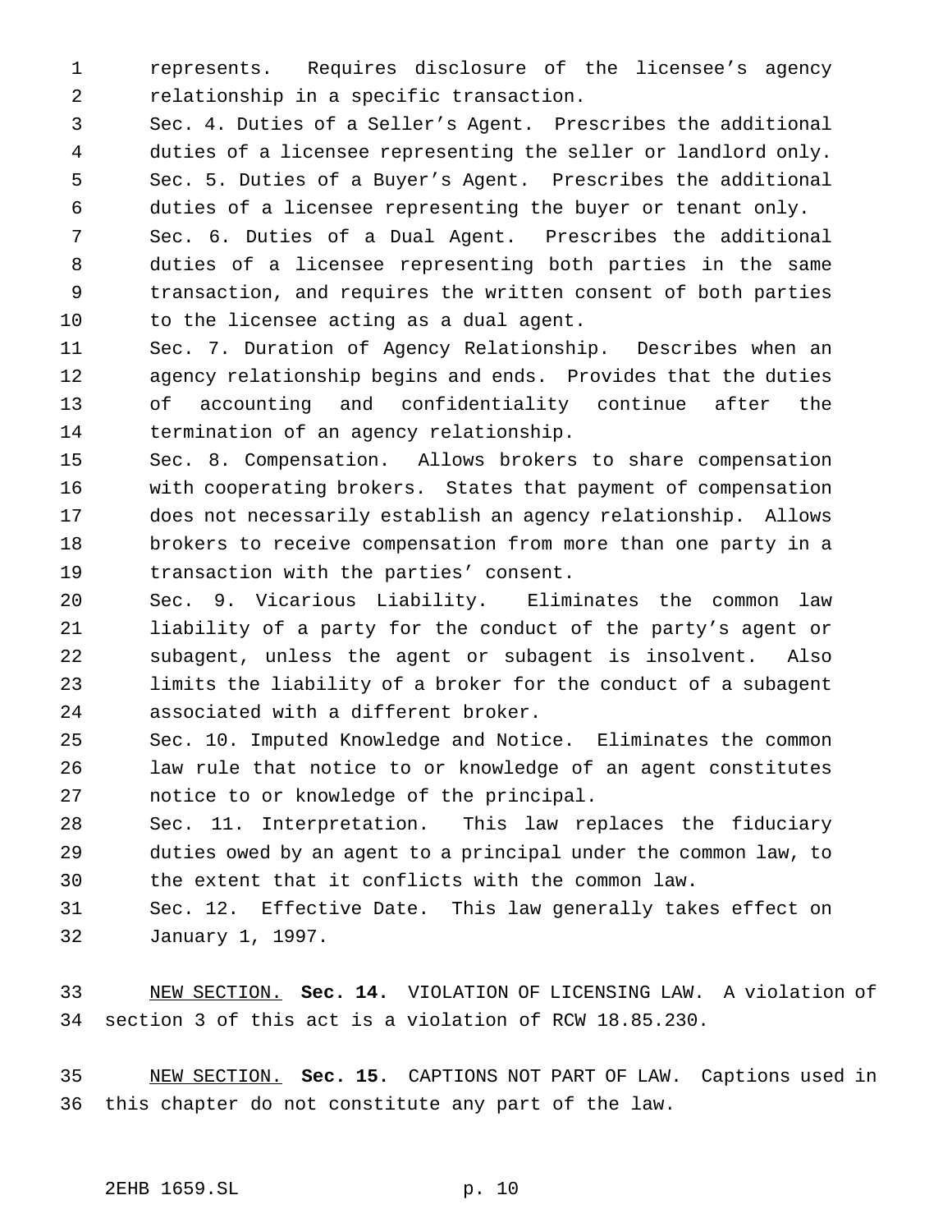represents. Requires disclosure of the licensee's agency relationship in a specific transaction.

Sec. 4. Duties of a Seller's Agent. Prescribes the additional duties of a licensee representing the seller or landlord only.

Sec. 5. Duties of a Buyer's Agent. Prescribes the additional duties of a licensee representing the buyer or tenant only.

Sec. 6. Duties of a Dual Agent. Prescribes the additional duties of a licensee representing both parties in the same transaction, and requires the written consent of both parties to the licensee acting as a dual agent.

Sec. 7. Duration of Agency Relationship. Describes when an agency relationship begins and ends. Provides that the duties of accounting and confidentiality continue after the termination of an agency relationship.

Sec. 8. Compensation. Allows brokers to share compensation with cooperating brokers. States that payment of compensation does not necessarily establish an agency relationship. Allows brokers to receive compensation from more than one party in a transaction with the parties' consent.

Sec. 9. Vicarious Liability. Eliminates the common law liability of a party for the conduct of the party's agent or subagent, unless the agent or subagent is insolvent. Also limits the liability of a broker for the conduct of a subagent associated with a different broker.

Sec. 10. Imputed Knowledge and Notice. Eliminates the common law rule that notice to or knowledge of an agent constitutes notice to or knowledge of the principal.

Sec. 11. Interpretation. This law replaces the fiduciary duties owed by an agent to a principal under the common law, to the extent that it conflicts with the common law.

Sec. 12. Effective Date. This law generally takes effect on January 1, 1997.

NEW SECTION. **Sec. 14.** VIOLATION OF LICENSING LAW. A violation of section 3 of this act is a violation of RCW 18.85.230.

NEW SECTION. **Sec. 15.** CAPTIONS NOT PART OF LAW. Captions used in this chapter do not constitute any part of the law.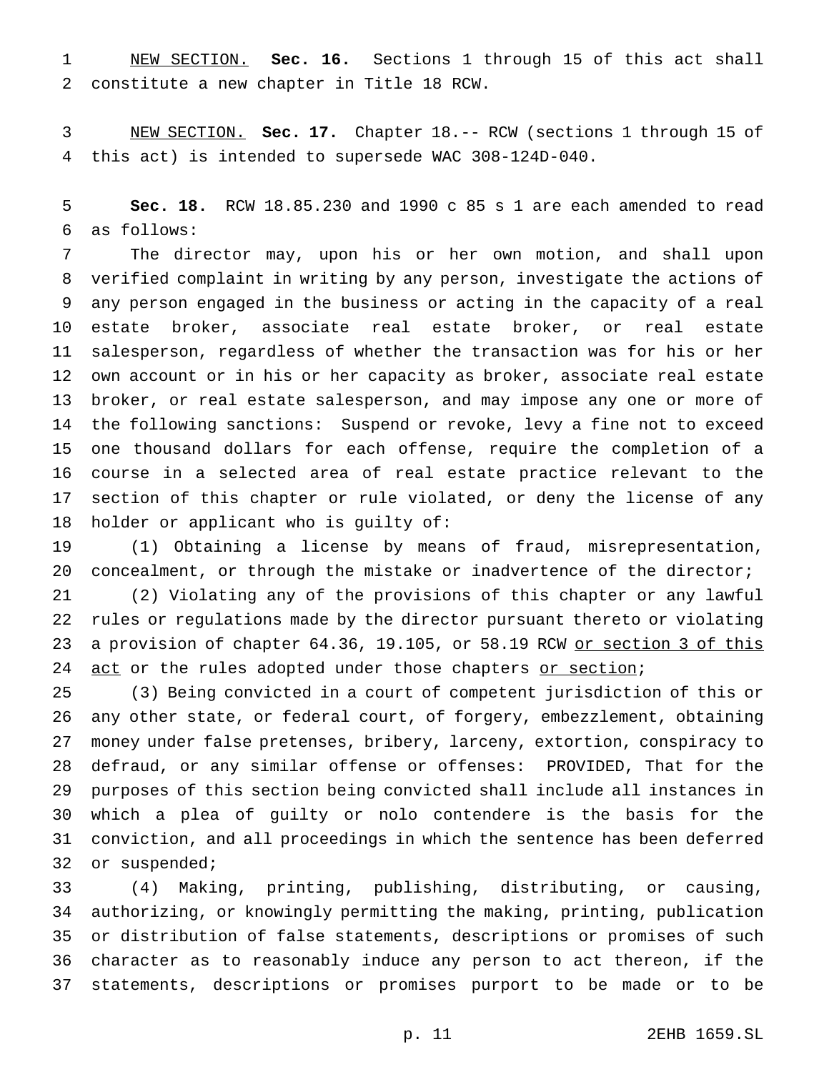NEW SECTION. **Sec. 16.** Sections 1 through 15 of this act shall constitute a new chapter in Title 18 RCW.

NEW SECTION. **Sec. 17.** Chapter 18.-- RCW (sections 1 through 15 of this act) is intended to supersede WAC 308-124D-040.

**Sec. 18.** RCW 18.85.230 and 1990 c 85 s 1 are each amended to read as follows:

The director may, upon his or her own motion, and shall upon verified complaint in writing by any person, investigate the actions of any person engaged in the business or acting in the capacity of a real estate broker, associate real estate broker, or real estate salesperson, regardless of whether the transaction was for his or her own account or in his or her capacity as broker, associate real estate broker, or real estate salesperson, and may impose any one or more of the following sanctions: Suspend or revoke, levy a fine not to exceed one thousand dollars for each offense, require the completion of a course in a selected area of real estate practice relevant to the section of this chapter or rule violated, or deny the license of any holder or applicant who is guilty of:

(1) Obtaining a license by means of fraud, misrepresentation, concealment, or through the mistake or inadvertence of the director;

(2) Violating any of the provisions of this chapter or any lawful rules or regulations made by the director pursuant thereto or violating a provision of chapter 64.36, 19.105, or 58.19 RCW <u>or section 3 of this act</u> or the rules adopted under those chapters <u>or section</u>;

(3) Being convicted in a court of competent jurisdiction of this or any other state, or federal court, of forgery, embezzlement, obtaining money under false pretenses, bribery, larceny, extortion, conspiracy to defraud, or any similar offense or offenses: PROVIDED, That for the purposes of this section being convicted shall include all instances in which a plea of guilty or nolo contendere is the basis for the conviction, and all proceedings in which the sentence has been deferred or suspended;

(4) Making, printing, publishing, distributing, or causing, authorizing, or knowingly permitting the making, printing, publication or distribution of false statements, descriptions or promises of such character as to reasonably induce any person to act thereon, if the statements, descriptions or promises purport to be made or to be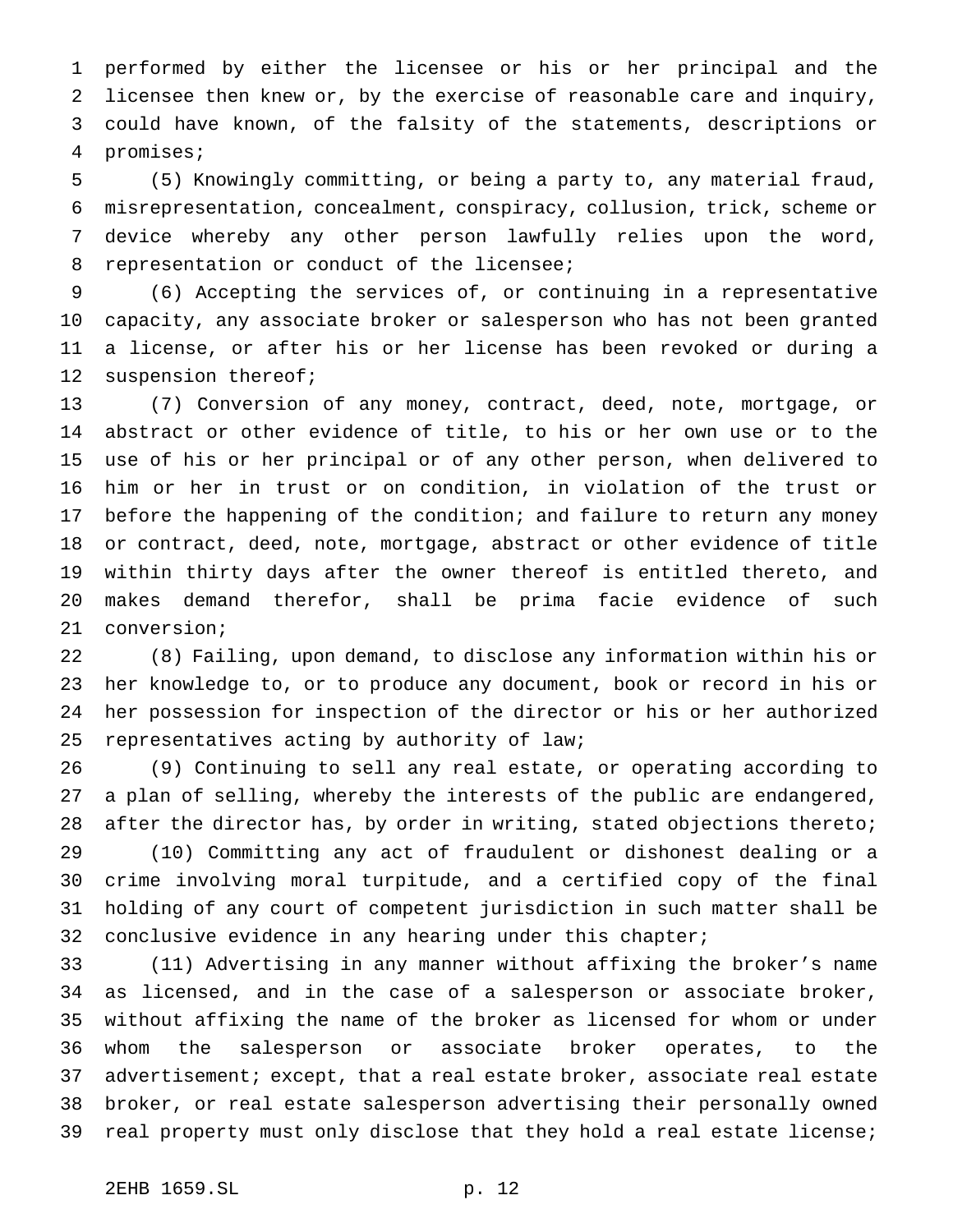performed by either the licensee or his or her principal and the licensee then knew or, by the exercise of reasonable care and inquiry, could have known, of the falsity of the statements, descriptions or promises;

(5) Knowingly committing, or being a party to, any material fraud, misrepresentation, concealment, conspiracy, collusion, trick, scheme or device whereby any other person lawfully relies upon the word, representation or conduct of the licensee;

(6) Accepting the services of, or continuing in a representative capacity, any associate broker or salesperson who has not been granted a license, or after his or her license has been revoked or during a suspension thereof;

(7) Conversion of any money, contract, deed, note, mortgage, or abstract or other evidence of title, to his or her own use or to the use of his or her principal or of any other person, when delivered to him or her in trust or on condition, in violation of the trust or before the happening of the condition; and failure to return any money or contract, deed, note, mortgage, abstract or other evidence of title within thirty days after the owner thereof is entitled thereto, and makes demand therefor, shall be prima facie evidence of such conversion;

(8) Failing, upon demand, to disclose any information within his or her knowledge to, or to produce any document, book or record in his or her possession for inspection of the director or his or her authorized representatives acting by authority of law;

(9) Continuing to sell any real estate, or operating according to a plan of selling, whereby the interests of the public are endangered, after the director has, by order in writing, stated objections thereto;

(10) Committing any act of fraudulent or dishonest dealing or a crime involving moral turpitude, and a certified copy of the final holding of any court of competent jurisdiction in such matter shall be conclusive evidence in any hearing under this chapter;

(11) Advertising in any manner without affixing the broker's name as licensed, and in the case of a salesperson or associate broker, without affixing the name of the broker as licensed for whom or under whom the salesperson or associate broker operates, to the advertisement; except, that a real estate broker, associate real estate broker, or real estate salesperson advertising their personally owned real property must only disclose that they hold a real estate license;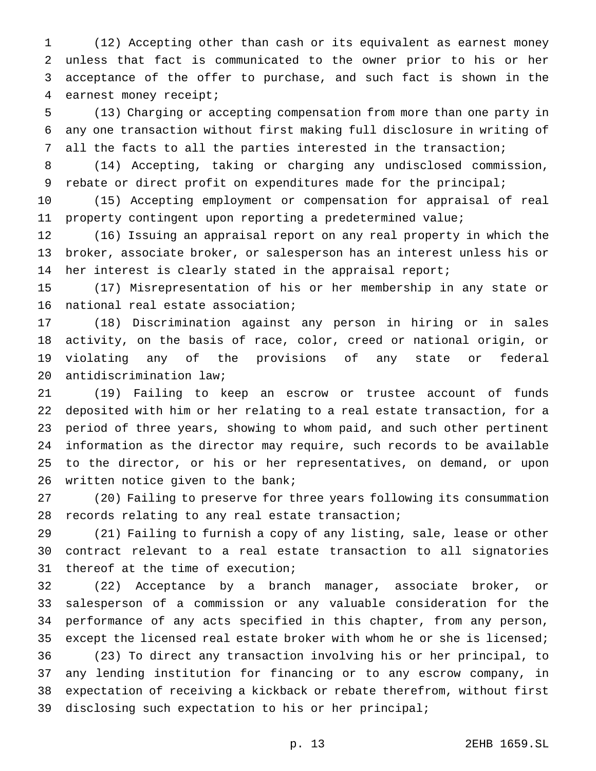(12) Accepting other than cash or its equivalent as earnest money unless that fact is communicated to the owner prior to his or her acceptance of the offer to purchase, and such fact is shown in the earnest money receipt;

(13) Charging or accepting compensation from more than one party in any one transaction without first making full disclosure in writing of all the facts to all the parties interested in the transaction;

(14) Accepting, taking or charging any undisclosed commission, rebate or direct profit on expenditures made for the principal;

(15) Accepting employment or compensation for appraisal of real property contingent upon reporting a predetermined value;

(16) Issuing an appraisal report on any real property in which the broker, associate broker, or salesperson has an interest unless his or her interest is clearly stated in the appraisal report;

(17) Misrepresentation of his or her membership in any state or national real estate association;

(18) Discrimination against any person in hiring or in sales activity, on the basis of race, color, creed or national origin, or violating any of the provisions of any state or federal antidiscrimination law;

(19) Failing to keep an escrow or trustee account of funds deposited with him or her relating to a real estate transaction, for a period of three years, showing to whom paid, and such other pertinent information as the director may require, such records to be available to the director, or his or her representatives, on demand, or upon written notice given to the bank;

(20) Failing to preserve for three years following its consummation records relating to any real estate transaction;

(21) Failing to furnish a copy of any listing, sale, lease or other contract relevant to a real estate transaction to all signatories thereof at the time of execution;

(22) Acceptance by a branch manager, associate broker, or salesperson of a commission or any valuable consideration for the performance of any acts specified in this chapter, from any person, except the licensed real estate broker with whom he or she is licensed;

(23) To direct any transaction involving his or her principal, to any lending institution for financing or to any escrow company, in expectation of receiving a kickback or rebate therefrom, without first disclosing such expectation to his or her principal;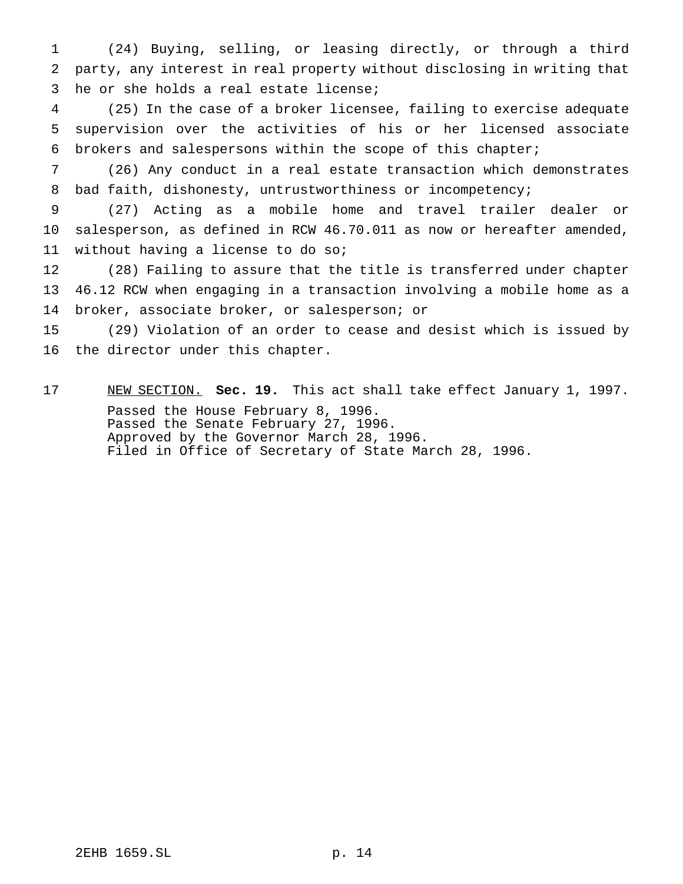(24) Buying, selling, or leasing directly, or through a third party, any interest in real property without disclosing in writing that he or she holds a real estate license;

(25) In the case of a broker licensee, failing to exercise adequate supervision over the activities of his or her licensed associate brokers and salespersons within the scope of this chapter;

(26) Any conduct in a real estate transaction which demonstrates bad faith, dishonesty, untrustworthiness or incompetency;

(27) Acting as a mobile home and travel trailer dealer or salesperson, as defined in RCW 46.70.011 as now or hereafter amended, without having a license to do so;

(28) Failing to assure that the title is transferred under chapter 46.12 RCW when engaging in a transaction involving a mobile home as a broker, associate broker, or salesperson; or

(29) Violation of an order to cease and desist which is issued by the director under this chapter.

NEW SECTION. **Sec. 19.** This act shall take effect January 1, 1997.

Passed the House February 8, 1996.
Passed the Senate February 27, 1996.
Approved by the Governor March 28, 1996.
Filed in Office of Secretary of State March 28, 1996.